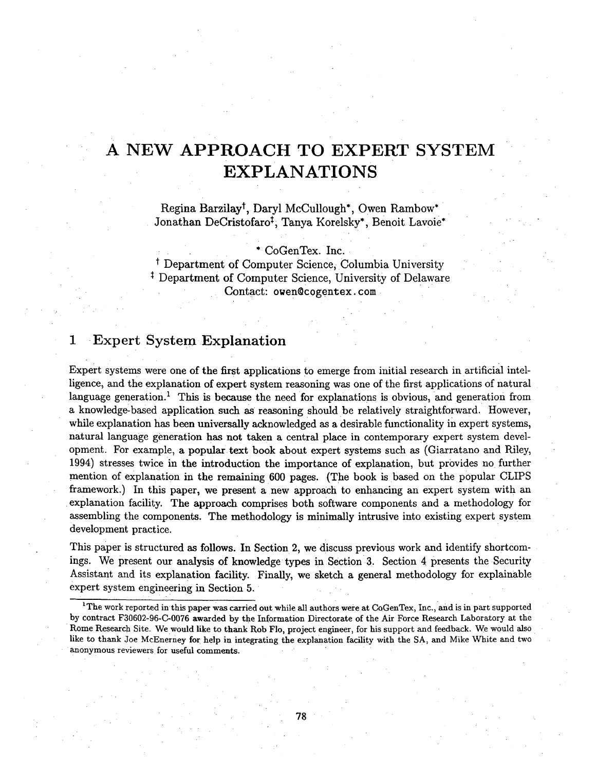# A NEW APPROACH TO EXPERT SYSTEM EXPLANATIONS

Regina Barzilay[†], Daryl McCullough[*], Owen Rambow[*]
Jonathan DeCristofaro[‡], Tanya Korelsky[*], Benoit Lavoie[*]

[*] CoGenTex. Inc.
[†] Department of Computer Science, Columbia University
[‡] Department of Computer Science, University of Delaware
Contact: owen@cogentex.com

## 1 Expert System Explanation

Expert systems were one of the first applications to emerge from initial research in artificial intelligence, and the explanation of expert system reasoning was one of the first applications of natural language generation.[1] This is because the need for explanations is obvious, and generation from a knowledge-based application such as reasoning should be relatively straightforward. However, while explanation has been universally acknowledged as a desirable functionality in expert systems, natural language generation has not taken a central place in contemporary expert system development. For example, a popular text book about expert systems such as (Giarratano and Riley, 1994) stresses twice in the introduction the importance of explanation, but provides no further mention of explanation in the remaining 600 pages. (The book is based on the popular CLIPS framework.) In this paper, we present a new approach to enhancing an expert system with an explanation facility. The approach comprises both software components and a methodology for assembling the components. The methodology is minimally intrusive into existing expert system development practice.

This paper is structured as follows. In Section 2, we discuss previous work and identify shortcomings. We present our analysis of knowledge types in Section 3. Section 4 presents the Security Assistant and its explanation facility. Finally, we sketch a general methodology for explainable expert system engineering in Section 5.

[1] The work reported in this paper was carried out while all authors were at CoGenTex, Inc., and is in part supported by contract F30602-96-C-0076 awarded by the Information Directorate of the Air Force Research Laboratory at the Rome Research Site. We would like to thank Rob Flo, project engineer, for his support and feedback. We would also like to thank Joe McEnerney for help in integrating the explanation facility with the SA, and Mike White and two anonymous reviewers for useful comments.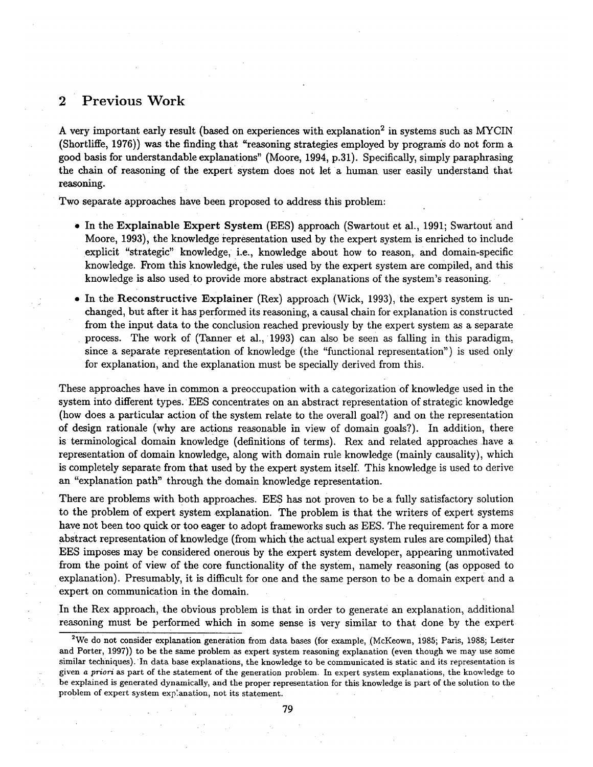## 2 Previous Work

A very important early result (based on experiences with explanation[2] in systems such as MYCIN (Shortliffe, 1976)) was the finding that "reasoning strategies employed by programs do not form a good basis for understandable explanations" (Moore, 1994, p.31). Specifically, simply paraphrasing the chain of reasoning of the expert system does not let a human user easily understand that reasoning.

Two separate approaches have been proposed to address this problem:

- In the **Explainable Expert System** (EES) approach (Swartout et al., 1991; Swartout and Moore, 1993), the knowledge representation used by the expert system is enriched to include explicit "strategic" knowledge, i.e., knowledge about how to reason, and domain-specific knowledge. From this knowledge, the rules used by the expert system are compiled, and this knowledge is also used to provide more abstract explanations of the system's reasoning.
- In the **Reconstructive Explainer** (Rex) approach (Wick, 1993), the expert system is unchanged, but after it has performed its reasoning, a causal chain for explanation is constructed from the input data to the conclusion reached previously by the expert system as a separate process. The work of (Tanner et al., 1993) can also be seen as falling in this paradigm, since a separate representation of knowledge (the "functional representation") is used only for explanation, and the explanation must be specially derived from this.

These approaches have in common a preoccupation with a categorization of knowledge used in the system into different types. EES concentrates on an abstract representation of strategic knowledge (how does a particular action of the system relate to the overall goal?) and on the representation of design rationale (why are actions reasonable in view of domain goals?). In addition, there is terminological domain knowledge (definitions of terms). Rex and related approaches have a representation of domain knowledge, along with domain rule knowledge (mainly causality), which is completely separate from that used by the expert system itself. This knowledge is used to derive an "explanation path" through the domain knowledge representation.

There are problems with both approaches. EES has not proven to be a fully satisfactory solution to the problem of expert system explanation. The problem is that the writers of expert systems have not been too quick or too eager to adopt frameworks such as EES. The requirement for a more abstract representation of knowledge (from which the actual expert system rules are compiled) that EES imposes may be considered onerous by the expert system developer, appearing unmotivated from the point of view of the core functionality of the system, namely reasoning (as opposed to explanation). Presumably, it is difficult for one and the same person to be a domain expert and a expert on communication in the domain.

In the Rex approach, the obvious problem is that in order to generate an explanation, additional reasoning must be performed which in some sense is very similar to that done by the expert

[2] We do not consider explanation generation from data bases (for example, (McKeown, 1985; Paris, 1988; Lester and Porter, 1997)) to be the same problem as expert system reasoning explanation (even though we may use some similar techniques). In data base explanations, the knowledge to be communicated is static and its representation is given *a priori* as part of the statement of the generation problem. In expert system explanations, the knowledge to be explained is generated dynamically, and the proper representation for this knowledge is part of the solution to the problem of expert system explanation, not its statement.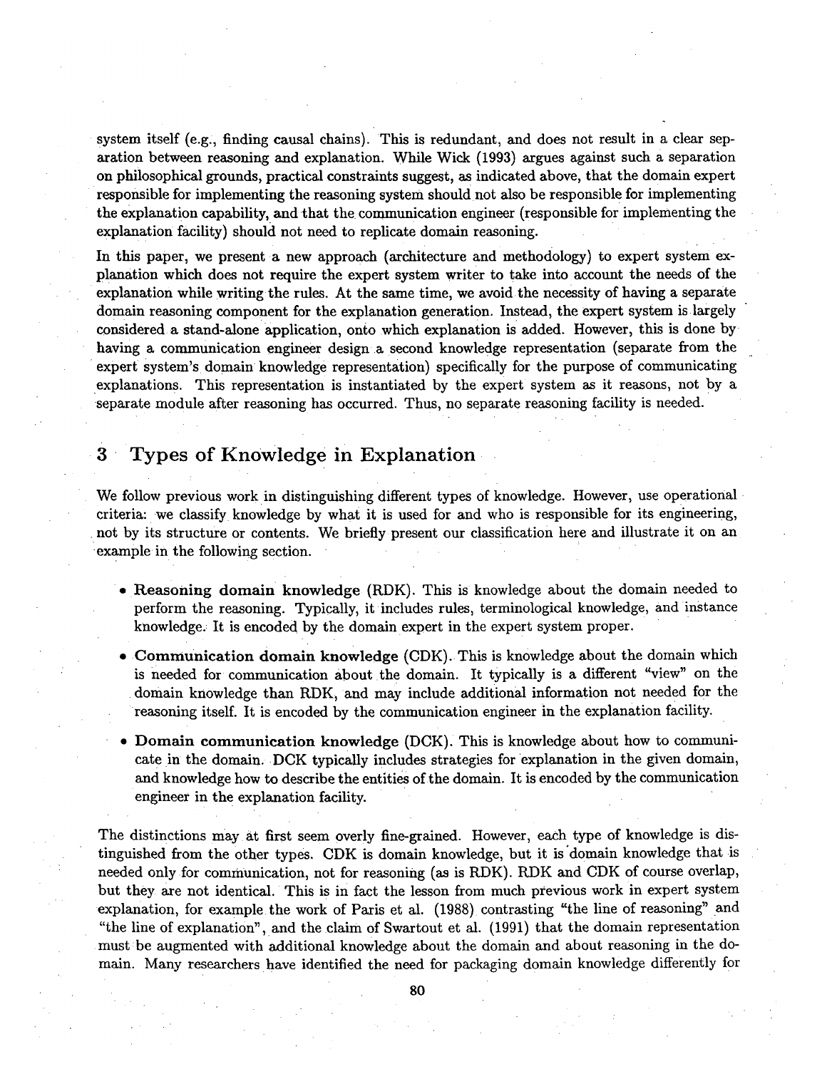system itself (e.g., finding causal chains). This is redundant, and does not result in a clear separation between reasoning and explanation. While Wick (1993) argues against such a separation on philosophical grounds, practical constraints suggest, as indicated above, that the domain expert responsible for implementing the reasoning system should not also be responsible for implementing the explanation capability, and that the communication engineer (responsible for implementing the explanation facility) should not need to replicate domain reasoning.

In this paper, we present a new approach (architecture and methodology) to expert system explanation which does not require the expert system writer to take into account the needs of the explanation while writing the rules. At the same time, we avoid the necessity of having a separate domain reasoning component for the explanation generation. Instead, the expert system is largely considered a stand-alone application, onto which explanation is added. However, this is done by having a communication engineer design a second knowledge representation (separate from the expert system's domain knowledge representation) specifically for the purpose of communicating explanations. This representation is instantiated by the expert system as it reasons, not by a separate module after reasoning has occurred. Thus, no separate reasoning facility is needed.

## 3 Types of Knowledge in Explanation

We follow previous work in distinguishing different types of knowledge. However, use operational criteria: we classify knowledge by what it is used for and who is responsible for its engineering, not by its structure or contents. We briefly present our classification here and illustrate it on an example in the following section.

- **Reasoning domain knowledge** (RDK). This is knowledge about the domain needed to perform the reasoning. Typically, it includes rules, terminological knowledge, and instance knowledge. It is encoded by the domain expert in the expert system proper.
- **Communication domain knowledge** (CDK). This is knowledge about the domain which is needed for communication about the domain. It typically is a different "view" on the domain knowledge than RDK, and may include additional information not needed for the reasoning itself. It is encoded by the communication engineer in the explanation facility.
- **Domain communication knowledge** (DCK). This is knowledge about how to communicate in the domain. DCK typically includes strategies for explanation in the given domain, and knowledge how to describe the entities of the domain. It is encoded by the communication engineer in the explanation facility.

The distinctions may at first seem overly fine-grained. However, each type of knowledge is distinguished from the other types. CDK is domain knowledge, but it is domain knowledge that is needed only for communication, not for reasoning (as is RDK). RDK and CDK of course overlap, but they are not identical. This is in fact the lesson from much previous work in expert system explanation, for example the work of Paris et al. (1988) contrasting "the line of reasoning" and "the line of explanation", and the claim of Swartout et al. (1991) that the domain representation must be augmented with additional knowledge about the domain and about reasoning in the domain. Many researchers have identified the need for packaging domain knowledge differently for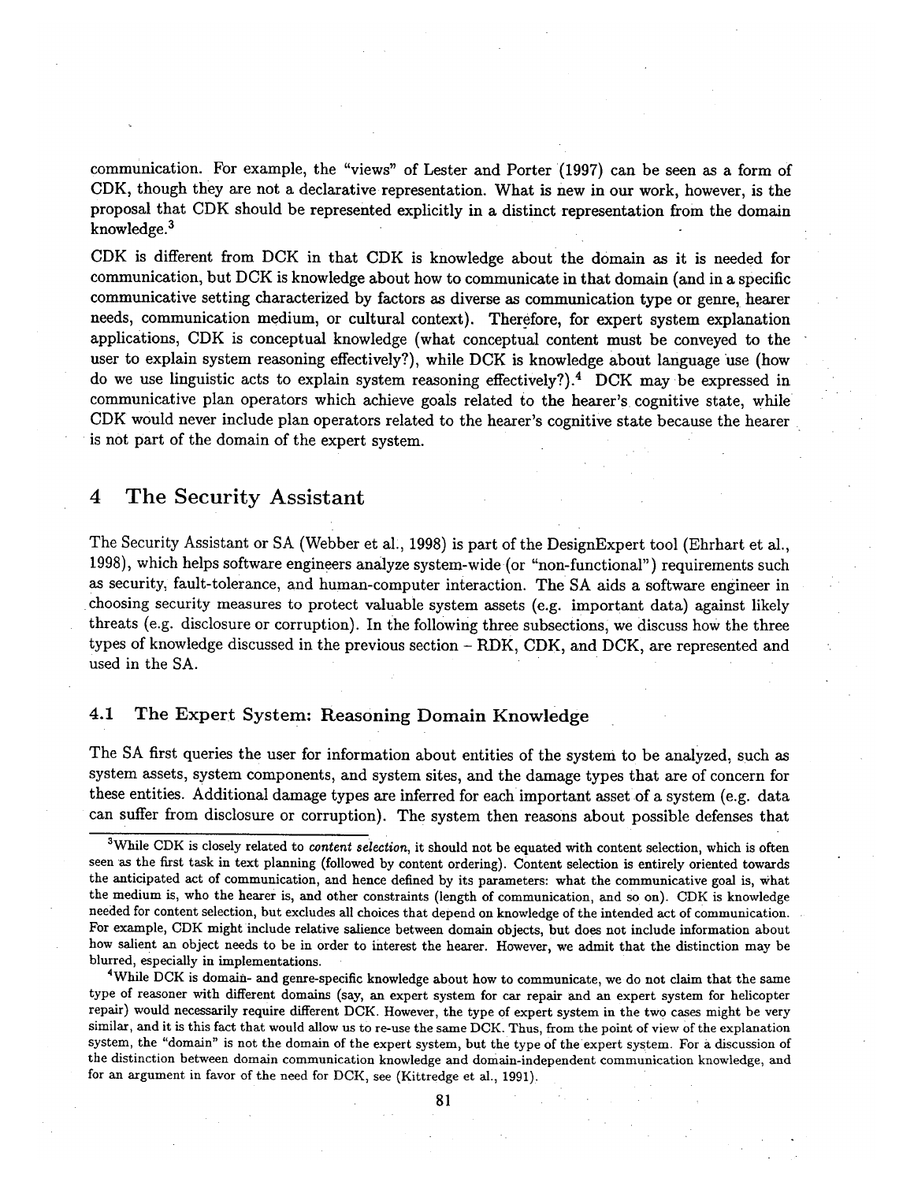communication. For example, the "views" of Lester and Porter (1997) can be seen as a form of CDK, though they are not a declarative representation. What is new in our work, however, is the proposal that CDK should be represented explicitly in a distinct representation from the domain knowledge.[3]

CDK is different from DCK in that CDK is knowledge about the domain as it is needed for communication, but DCK is knowledge about how to communicate in that domain (and in a specific communicative setting characterized by factors as diverse as communication type or genre, hearer needs, communication medium, or cultural context). Therefore, for expert system explanation applications, CDK is conceptual knowledge (what conceptual content must be conveyed to the user to explain system reasoning effectively?), while DCK is knowledge about language use (how do we use linguistic acts to explain system reasoning effectively?).[4] DCK may be expressed in communicative plan operators which achieve goals related to the hearer's cognitive state, while CDK would never include plan operators related to the hearer's cognitive state because the hearer is not part of the domain of the expert system.

## 4 The Security Assistant

The Security Assistant or SA (Webber et al., 1998) is part of the DesignExpert tool (Ehrhart et al., 1998), which helps software engineers analyze system-wide (or "non-functional") requirements such as security, fault-tolerance, and human-computer interaction. The SA aids a software engineer in choosing security measures to protect valuable system assets (e.g. important data) against likely threats (e.g. disclosure or corruption). In the following three subsections, we discuss how the three types of knowledge discussed in the previous section – RDK, CDK, and DCK, are represented and used in the SA.

### 4.1 The Expert System: Reasoning Domain Knowledge

The SA first queries the user for information about entities of the system to be analyzed, such as system assets, system components, and system sites, and the damage types that are of concern for these entities. Additional damage types are inferred for each important asset of a system (e.g. data can suffer from disclosure or corruption). The system then reasons about possible defenses that

---

[3] While CDK is closely related to *content selection*, it should not be equated with content selection, which is often seen as the first task in text planning (followed by content ordering). Content selection is entirely oriented towards the anticipated act of communication, and hence defined by its parameters: what the communicative goal is, what the medium is, who the hearer is, and other constraints (length of communication, and so on). CDK is knowledge needed for content selection, but excludes all choices that depend on knowledge of the intended act of communication. For example, CDK might include relative salience between domain objects, but does not include information about how salient an object needs to be in order to interest the hearer. However, we admit that the distinction may be blurred, especially in implementations.

[4] While DCK is domain- and genre-specific knowledge about how to communicate, we do not claim that the same type of reasoner with different domains (say, an expert system for car repair and an expert system for helicopter repair) would necessarily require different DCK. However, the type of expert system in the two cases might be very similar, and it is this fact that would allow us to re-use the same DCK. Thus, from the point of view of the explanation system, the "domain" is not the domain of the expert system, but the type of the expert system. For a discussion of the distinction between domain communication knowledge and domain-independent communication knowledge, and for an argument in favor of the need for DCK, see (Kittredge et al., 1991).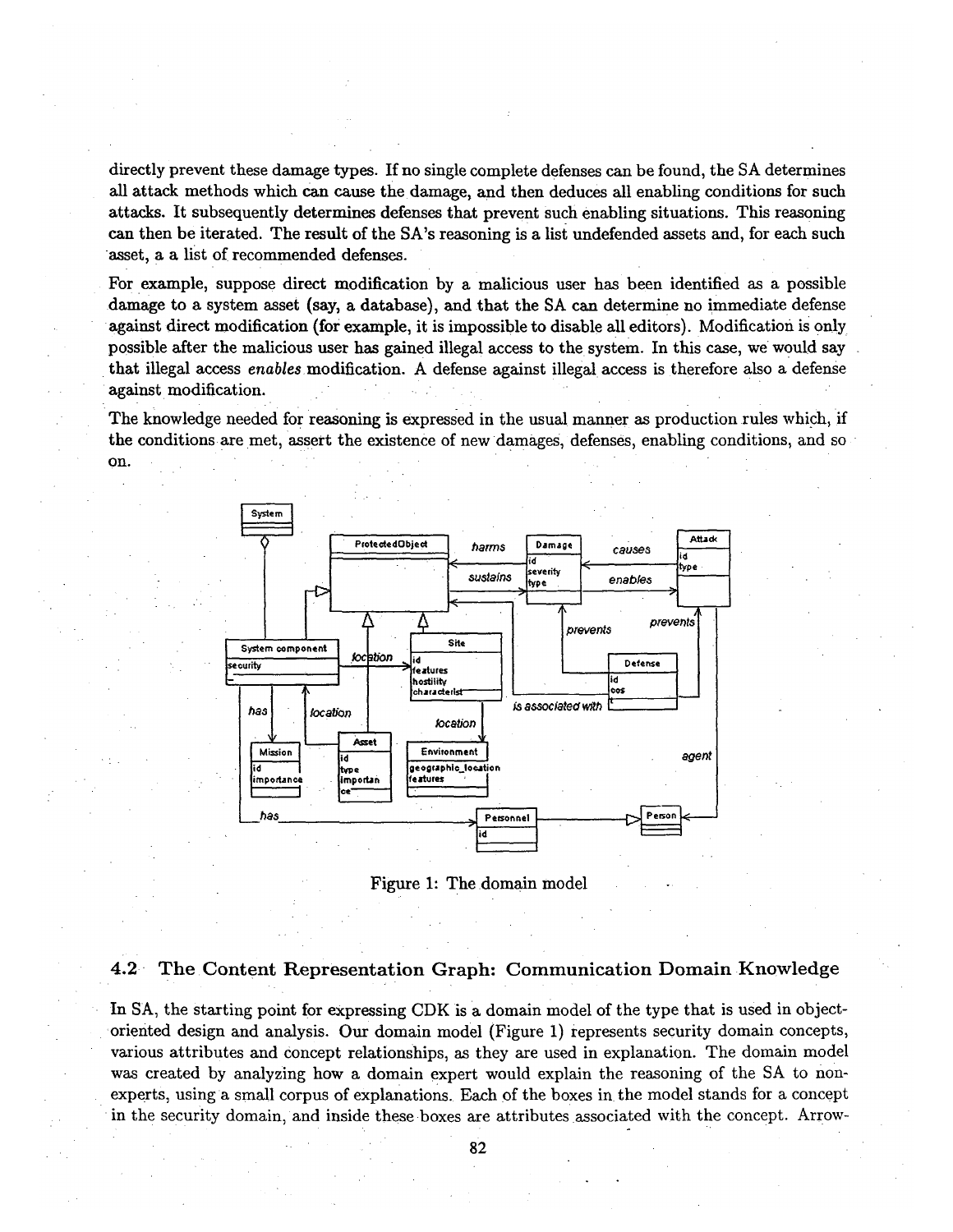directly prevent these damage types. If no single complete defenses can be found, the SA determines all attack methods which can cause the damage, and then deduces all enabling conditions for such attacks. It subsequently determines defenses that prevent such enabling situations. This reasoning can then be iterated. The result of the SA's reasoning is a list undefended assets and, for each such asset, a a list of recommended defenses.

For example, suppose direct modification by a malicious user has been identified as a possible damage to a system asset (say, a database), and that the SA can determine no immediate defense against direct modification (for example, it is impossible to disable all editors). Modification is only possible after the malicious user has gained illegal access to the system. In this case, we would say that illegal access *enables* modification. A defense against illegal access is therefore also a defense against modification.

The knowledge needed for reasoning is expressed in the usual manner as production rules which, if the conditions are met, assert the existence of new damages, defenses, enabling conditions, and so on.

Figure 1: The domain model

## 4.2 The Content Representation Graph: Communication Domain Knowledge

In SA, the starting point for expressing CDK is a domain model of the type that is used in object-oriented design and analysis. Our domain model (Figure 1) represents security domain concepts, various attributes and concept relationships, as they are used in explanation. The domain model was created by analyzing how a domain expert would explain the reasoning of the SA to non-experts, using a small corpus of explanations. Each of the boxes in the model stands for a concept in the security domain, and inside these boxes are attributes associated with the concept. Arrow-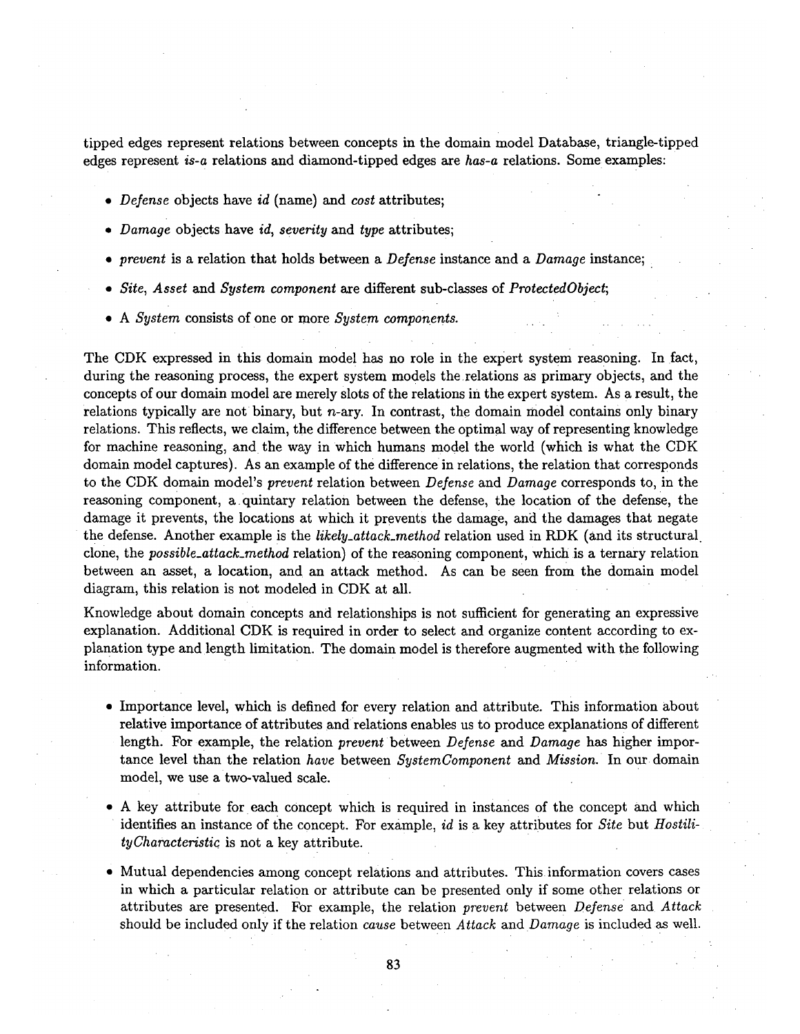tipped edges represent relations between concepts in the domain model Database, triangle-tipped edges represent *is-a* relations and diamond-tipped edges are *has-a* relations. Some examples:

- *Defense* objects have *id* (name) and *cost* attributes;
- *Damage* objects have *id*, *severity* and *type* attributes;
- *prevent* is a relation that holds between a *Defense* instance and a *Damage* instance;
- *Site*, *Asset* and *System component* are different sub-classes of *ProtectedObject*;
- A *System* consists of one or more *System components*.

The CDK expressed in this domain model has no role in the expert system reasoning. In fact, during the reasoning process, the expert system models the relations as primary objects, and the concepts of our domain model are merely slots of the relations in the expert system. As a result, the relations typically are not binary, but $n$-ary. In contrast, the domain model contains only binary relations. This reflects, we claim, the difference between the optimal way of representing knowledge for machine reasoning, and the way in which humans model the world (which is what the CDK domain model captures). As an example of the difference in relations, the relation that corresponds to the CDK domain model's *prevent* relation between *Defense* and *Damage* corresponds to, in the reasoning component, a quintary relation between the defense, the location of the defense, the damage it prevents, the locations at which it prevents the damage, and the damages that negate the defense. Another example is the *likely_attack_method* relation used in RDK (and its structural clone, the *possible_attack_method* relation) of the reasoning component, which is a ternary relation between an asset, a location, and an attack method. As can be seen from the domain model diagram, this relation is not modeled in CDK at all.

Knowledge about domain concepts and relationships is not sufficient for generating an expressive explanation. Additional CDK is required in order to select and organize content according to explanation type and length limitation. The domain model is therefore augmented with the following information.

- Importance level, which is defined for every relation and attribute. This information about relative importance of attributes and relations enables us to produce explanations of different length. For example, the relation *prevent* between *Defense* and *Damage* has higher importance level than the relation *have* between *SystemComponent* and *Mission*. In our domain model, we use a two-valued scale.
- A key attribute for each concept which is required in instances of the concept and which identifies an instance of the concept. For example, *id* is a key attributes for *Site* but *HostilityCharacteristic* is not a key attribute.
- Mutual dependencies among concept relations and attributes. This information covers cases in which a particular relation or attribute can be presented only if some other relations or attributes are presented. For example, the relation *prevent* between *Defense* and *Attack* should be included only if the relation *cause* between *Attack* and *Damage* is included as well.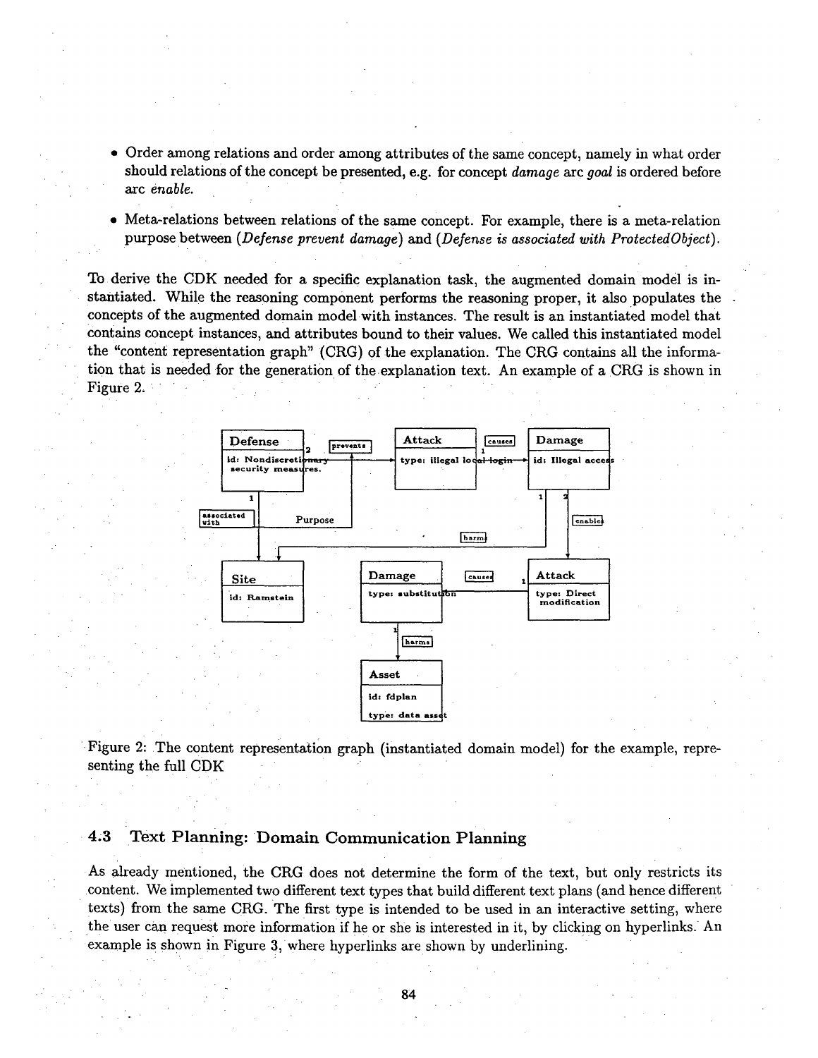- Order among relations and order among attributes of the same concept, namely in what order should relations of the concept be presented, e.g. for concept *damage* arc *goal* is ordered before arc *enable*.
- Meta-relations between relations of the same concept. For example, there is a meta-relation purpose between (*Defense prevent damage*) and (*Defense is associated with ProtectedObject*).

To derive the CDK needed for a specific explanation task, the augmented domain model is instantiated. While the reasoning component performs the reasoning proper, it also populates the concepts of the augmented domain model with instances. The result is an instantiated model that contains concept instances, and attributes bound to their values. We called this instantiated model the "content representation graph" (CRG) of the explanation. The CRG contains all the information that is needed for the generation of the explanation text. An example of a CRG is shown in Figure 2.

Figure 2: The content representation graph (instantiated domain model) for the example, representing the full CDK

### 4.3 Text Planning: Domain Communication Planning

As already mentioned, the CRG does not determine the form of the text, but only restricts its content. We implemented two different text types that build different text plans (and hence different texts) from the same CRG. The first type is intended to be used in an interactive setting, where the user can request more information if he or she is interested in it, by clicking on hyperlinks. An example is shown in Figure 3, where hyperlinks are shown by underlining.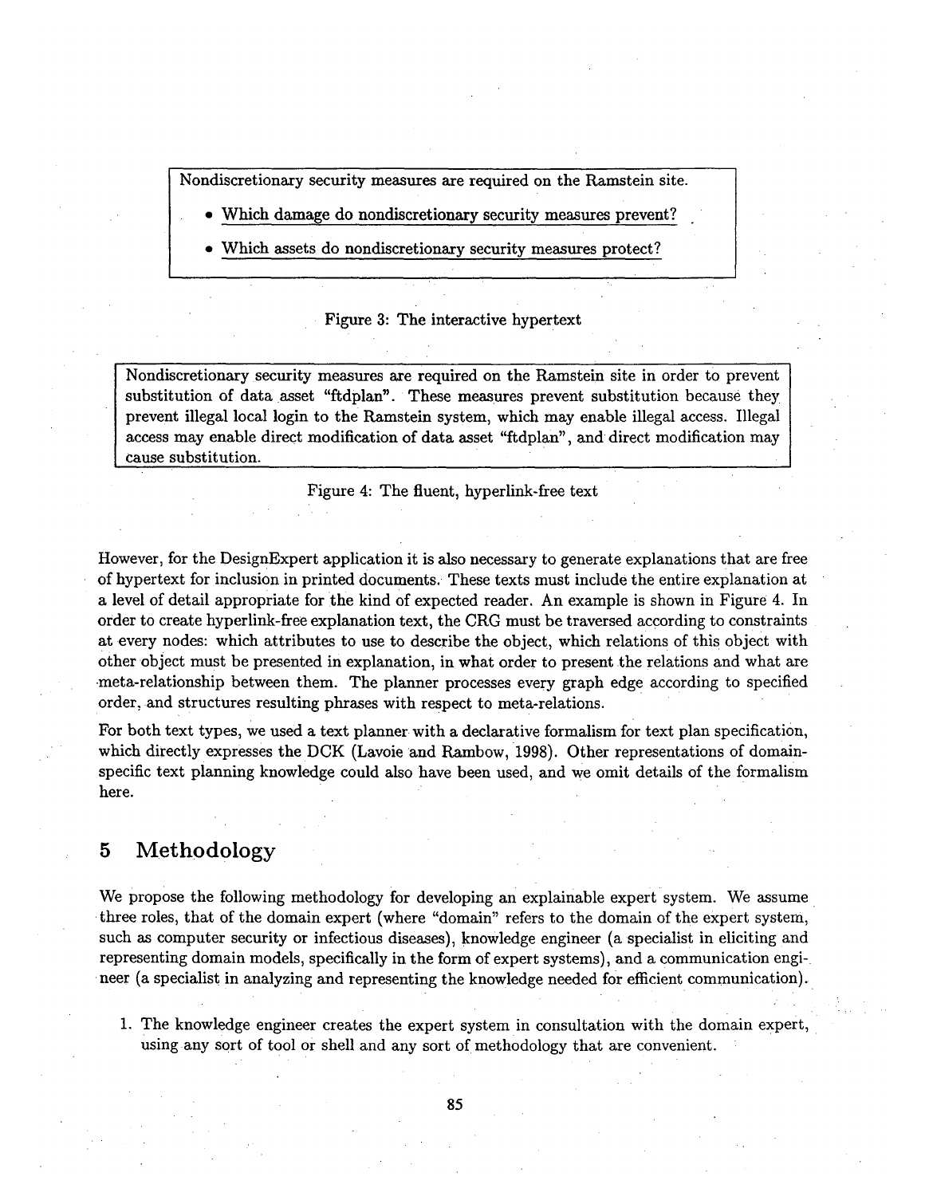Nondiscretionary security measures are required on the Ramstein site.

- Which damage do nondiscretionary security measures prevent?
- Which assets do nondiscretionary security measures protect?

Figure 3: The interactive hypertext

Nondiscretionary security measures are required on the Ramstein site in order to prevent substitution of data asset "ftdplan". These measures prevent substitution because they prevent illegal local login to the Ramstein system, which may enable illegal access. Illegal access may enable direct modification of data asset "ftdplan", and direct modification may cause substitution.

Figure 4: The fluent, hyperlink-free text

However, for the DesignExpert application it is also necessary to generate explanations that are free of hypertext for inclusion in printed documents. These texts must include the entire explanation at a level of detail appropriate for the kind of expected reader. An example is shown in Figure 4. In order to create hyperlink-free explanation text, the CRG must be traversed according to constraints at every nodes: which attributes to use to describe the object, which relations of this object with other object must be presented in explanation, in what order to present the relations and what are meta-relationship between them. The planner processes every graph edge according to specified order, and structures resulting phrases with respect to meta-relations.

For both text types, we used a text planner with a declarative formalism for text plan specification, which directly expresses the DCK (Lavoie and Rambow, 1998). Other representations of domain-specific text planning knowledge could also have been used, and we omit details of the formalism here.

## 5 Methodology

We propose the following methodology for developing an explainable expert system. We assume three roles, that of the domain expert (where "domain" refers to the domain of the expert system, such as computer security or infectious diseases), knowledge engineer (a specialist in eliciting and representing domain models, specifically in the form of expert systems), and a communication engineer (a specialist in analyzing and representing the knowledge needed for efficient communication).

1. The knowledge engineer creates the expert system in consultation with the domain expert, using any sort of tool or shell and any sort of methodology that are convenient.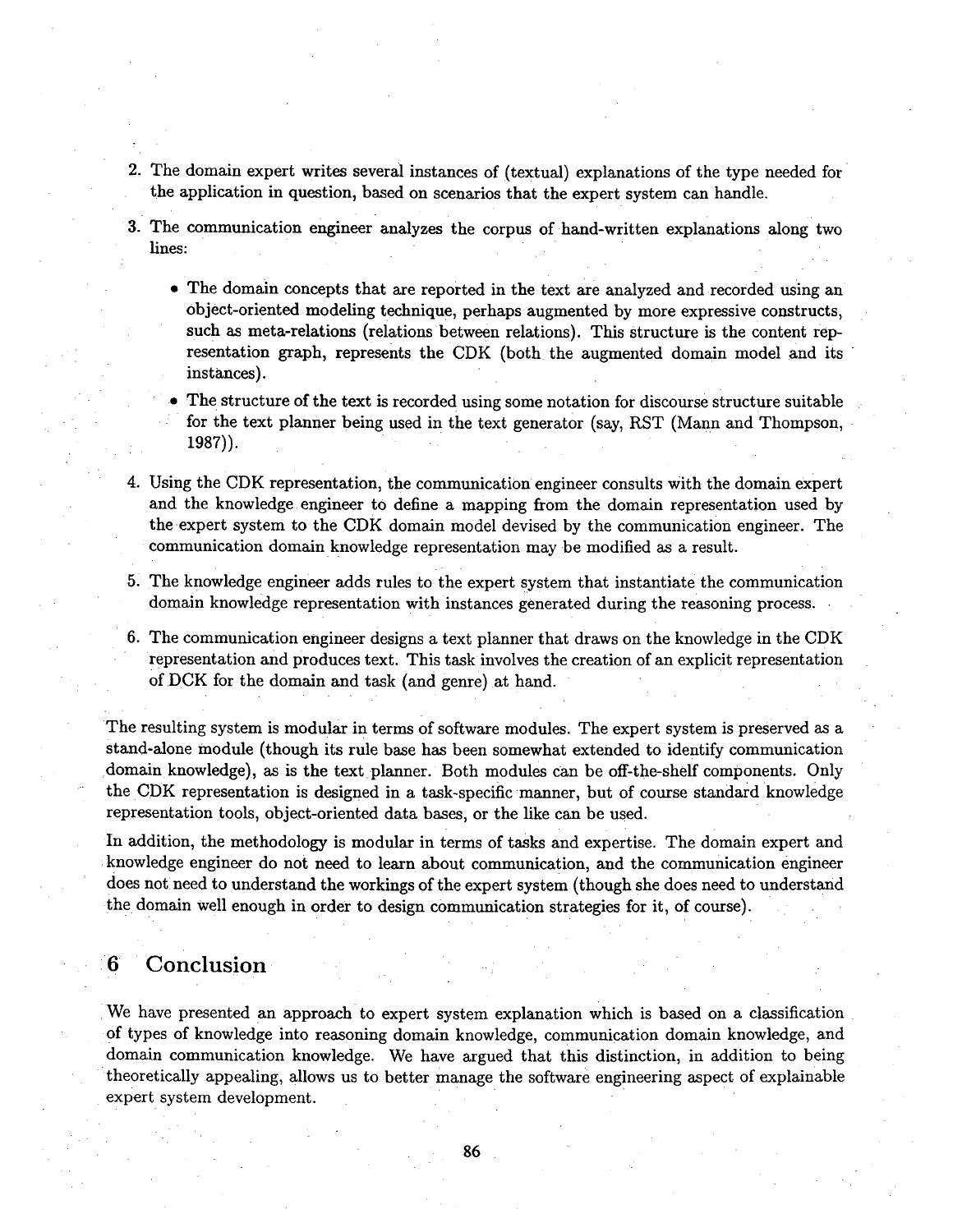2. The domain expert writes several instances of (textual) explanations of the type needed for the application in question, based on scenarios that the expert system can handle.

3. The communication engineer analyzes the corpus of hand-written explanations along two lines:

   - The domain concepts that are reported in the text are analyzed and recorded using an object-oriented modeling technique, perhaps augmented by more expressive constructs, such as meta-relations (relations between relations). This structure is the content representation graph, represents the CDK (both the augmented domain model and its instances).
   - The structure of the text is recorded using some notation for discourse structure suitable for the text planner being used in the text generator (say, RST (Mann and Thompson, 1987)).

4. Using the CDK representation, the communication engineer consults with the domain expert and the knowledge engineer to define a mapping from the domain representation used by the expert system to the CDK domain model devised by the communication engineer. The communication domain knowledge representation may be modified as a result.

5. The knowledge engineer adds rules to the expert system that instantiate the communication domain knowledge representation with instances generated during the reasoning process.

6. The communication engineer designs a text planner that draws on the knowledge in the CDK representation and produces text. This task involves the creation of an explicit representation of DCK for the domain and task (and genre) at hand.

The resulting system is modular in terms of software modules. The expert system is preserved as a stand-alone module (though its rule base has been somewhat extended to identify communication domain knowledge), as is the text planner. Both modules can be off-the-shelf components. Only the CDK representation is designed in a task-specific manner, but of course standard knowledge representation tools, object-oriented data bases, or the like can be used.

In addition, the methodology is modular in terms of tasks and expertise. The domain expert and knowledge engineer do not need to learn about communication, and the communication engineer does not need to understand the workings of the expert system (though she does need to understand the domain well enough in order to design communication strategies for it, of course).

## 6 Conclusion

We have presented an approach to expert system explanation which is based on a classification of types of knowledge into reasoning domain knowledge, communication domain knowledge, and domain communication knowledge. We have argued that this distinction, in addition to being theoretically appealing, allows us to better manage the software engineering aspect of explainable expert system development.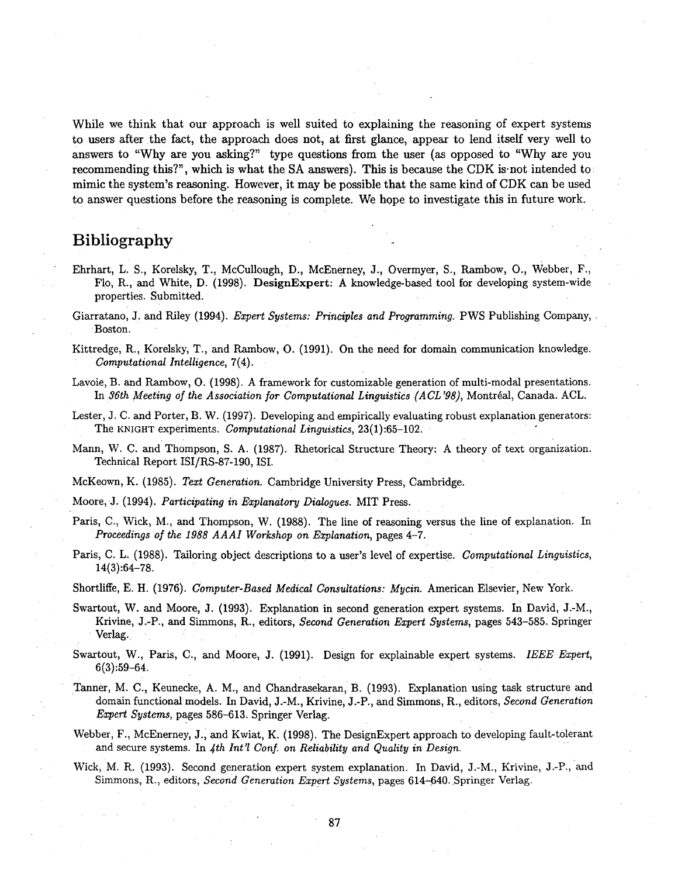While we think that our approach is well suited to explaining the reasoning of expert systems to users after the fact, the approach does not, at first glance, appear to lend itself very well to answers to "Why are you asking?" type questions from the user (as opposed to "Why are you recommending this?", which is what the SA answers). This is because the CDK is not intended to mimic the system's reasoning. However, it may be possible that the same kind of CDK can be used to answer questions before the reasoning is complete. We hope to investigate this in future work.

## Bibliography

Ehrhart, L. S., Korelsky, T., McCullough, D., McEnerney, J., Overmyer, S., Rambow, O., Webber, F., Flo, R., and White, D. (1998). **DesignExpert**: A knowledge-based tool for developing system-wide properties. Submitted.

Giarratano, J. and Riley (1994). *Expert Systems: Principles and Programming*. PWS Publishing Company, Boston.

Kittredge, R., Korelsky, T., and Rambow, O. (1991). On the need for domain communication knowledge. *Computational Intelligence*, 7(4).

Lavoie, B. and Rambow, O. (1998). A framework for customizable generation of multi-modal presentations. In *36th Meeting of the Association for Computational Linguistics (ACL'98)*, Montréal, Canada. ACL.

Lester, J. C. and Porter, B. W. (1997). Developing and empirically evaluating robust explanation generators: The KNIGHT experiments. *Computational Linguistics*, 23(1):65–102.

Mann, W. C. and Thompson, S. A. (1987). Rhetorical Structure Theory: A theory of text organization. Technical Report ISI/RS-87-190, ISI.

McKeown, K. (1985). *Text Generation*. Cambridge University Press, Cambridge.

Moore, J. (1994). *Participating in Explanatory Dialogues*. MIT Press.

Paris, C., Wick, M., and Thompson, W. (1988). The line of reasoning versus the line of explanation. In *Proceedings of the 1988 AAAI Workshop on Explanation*, pages 4–7.

Paris, C. L. (1988). Tailoring object descriptions to a user's level of expertise. *Computational Linguistics*, 14(3):64–78.

Shortliffe, E. H. (1976). *Computer-Based Medical Consultations: Mycin*. American Elsevier, New York.

Swartout, W. and Moore, J. (1993). Explanation in second generation expert systems. In David, J.-M., Krivine, J.-P., and Simmons, R., editors, *Second Generation Expert Systems*, pages 543–585. Springer Verlag.

Swartout, W., Paris, C., and Moore, J. (1991). Design for explainable expert systems. *IEEE Expert*, 6(3):59–64.

Tanner, M. C., Keunecke, A. M., and Chandrasekaran, B. (1993). Explanation using task structure and domain functional models. In David, J.-M., Krivine, J.-P., and Simmons, R., editors, *Second Generation Expert Systems*, pages 586–613. Springer Verlag.

Webber, F., McEnerney, J., and Kwiat, K. (1998). The DesignExpert approach to developing fault-tolerant and secure systems. In *4th Int'l Conf. on Reliability and Quality in Design*.

Wick, M. R. (1993). Second generation expert system explanation. In David, J.-M., Krivine, J.-P., and Simmons, R., editors, *Second Generation Expert Systems*, pages 614–640. Springer Verlag.